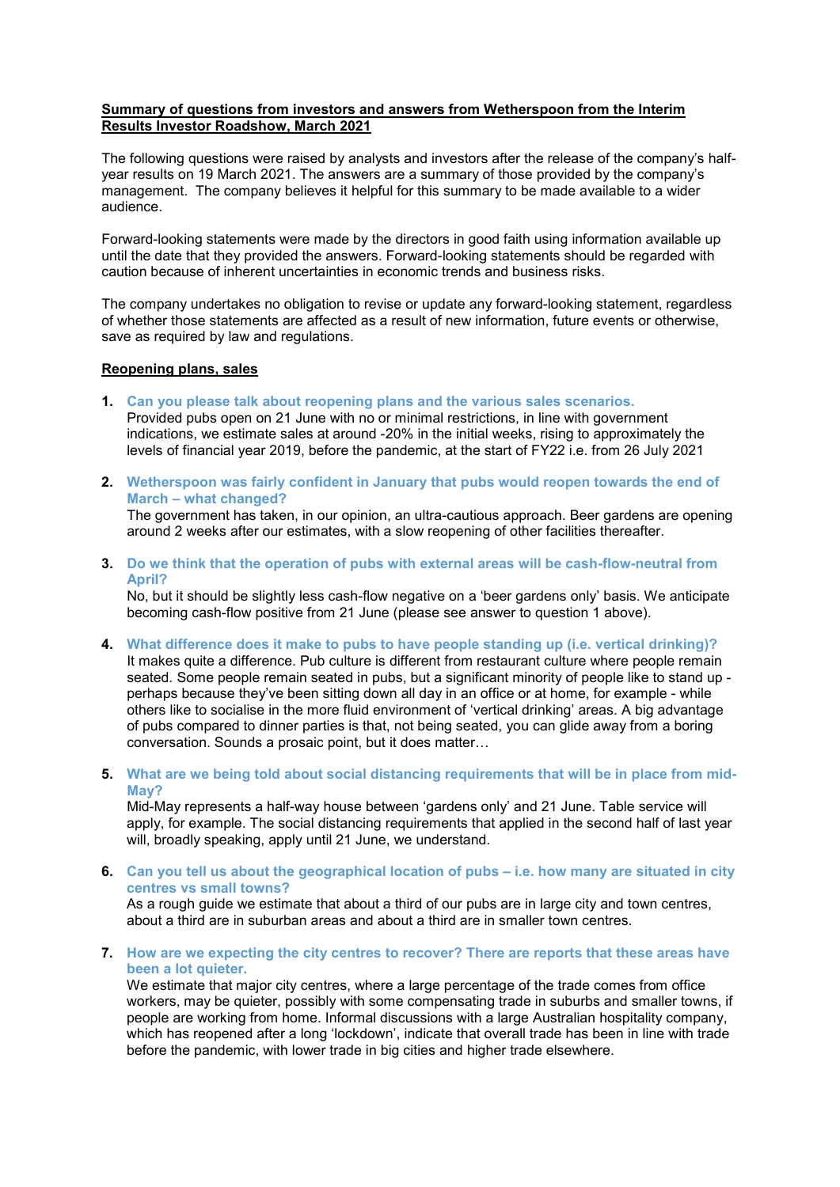**Summary of questions from investors and answers from Wetherspoon from the Interim Results Investor Roadshow, March 2021**

The following questions were raised by analysts and investors after the release of the company's half-year results on 19 March 2021. The answers are a summary of those provided by the company's management. The company believes it helpful for this summary to be made available to a wider audience.

Forward-looking statements were made by the directors in good faith using information available up until the date that they provided the answers. Forward-looking statements should be regarded with caution because of inherent uncertainties in economic trends and business risks.

The company undertakes no obligation to revise or update any forward-looking statement, regardless of whether those statements are affected as a result of new information, future events or otherwise, save as required by law and regulations.

**Reopening plans, sales**

1. **Can you please talk about reopening plans and the various sales scenarios.**
   Provided pubs open on 21 June with no or minimal restrictions, in line with government indications, we estimate sales at around -20% in the initial weeks, rising to approximately the levels of financial year 2019, before the pandemic, at the start of FY22 i.e. from 26 July 2021

2. **Wetherspoon was fairly confident in January that pubs would reopen towards the end of March – what changed?**
   The government has taken, in our opinion, an ultra-cautious approach. Beer gardens are opening around 2 weeks after our estimates, with a slow reopening of other facilities thereafter.

3. **Do we think that the operation of pubs with external areas will be cash-flow-neutral from April?**
   No, but it should be slightly less cash-flow negative on a 'beer gardens only' basis. We anticipate becoming cash-flow positive from 21 June (please see answer to question 1 above).

4. **What difference does it make to pubs to have people standing up (i.e. vertical drinking)?**
   It makes quite a difference. Pub culture is different from restaurant culture where people remain seated. Some people remain seated in pubs, but a significant minority of people like to stand up - perhaps because they've been sitting down all day in an office or at home, for example - while others like to socialise in the more fluid environment of 'vertical drinking' areas. A big advantage of pubs compared to dinner parties is that, not being seated, you can glide away from a boring conversation. Sounds a prosaic point, but it does matter…

5. **What are we being told about social distancing requirements that will be in place from mid-May?**
   Mid-May represents a half-way house between 'gardens only' and 21 June. Table service will apply, for example. The social distancing requirements that applied in the second half of last year will, broadly speaking, apply until 21 June, we understand.

6. **Can you tell us about the geographical location of pubs – i.e. how many are situated in city centres vs small towns?**
   As a rough guide we estimate that about a third of our pubs are in large city and town centres, about a third are in suburban areas and about a third are in smaller town centres.

7. **How are we expecting the city centres to recover? There are reports that these areas have been a lot quieter.**
   We estimate that major city centres, where a large percentage of the trade comes from office workers, may be quieter, possibly with some compensating trade in suburbs and smaller towns, if people are working from home. Informal discussions with a large Australian hospitality company, which has reopened after a long 'lockdown', indicate that overall trade has been in line with trade before the pandemic, with lower trade in big cities and higher trade elsewhere.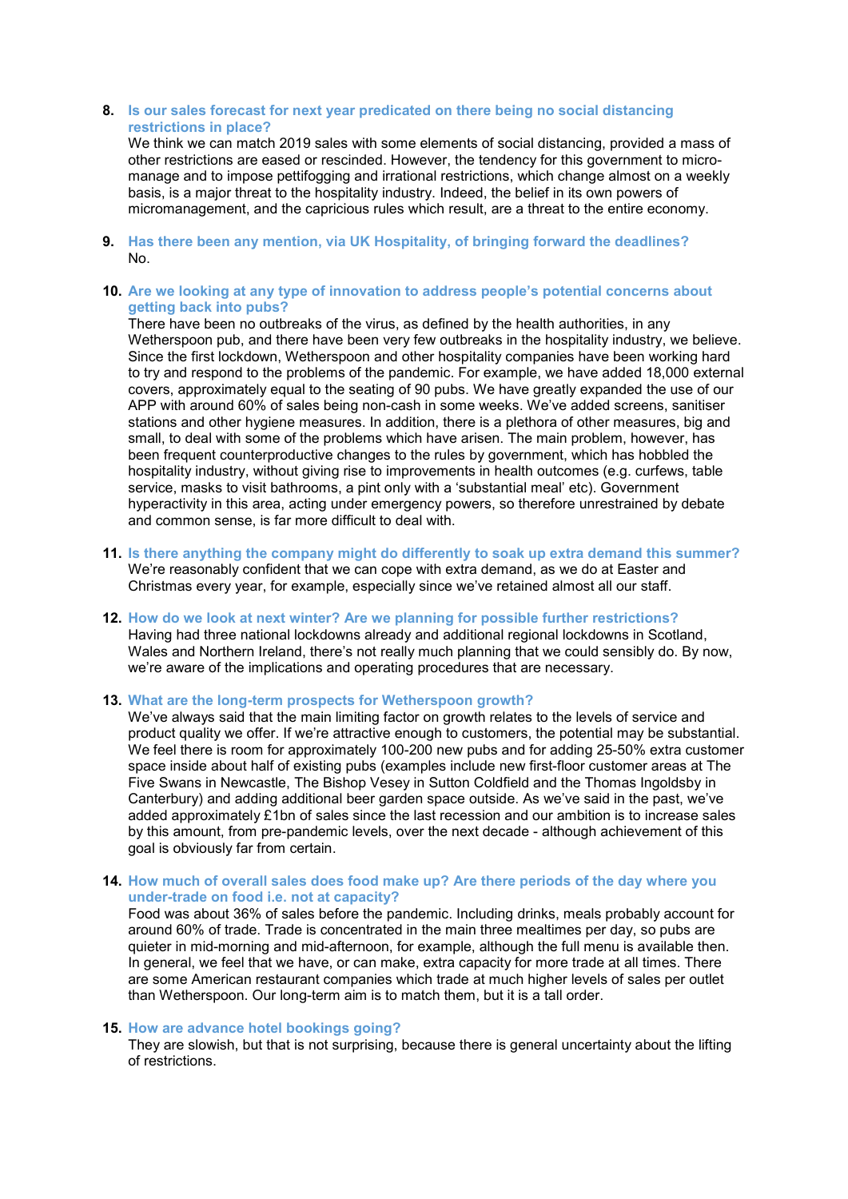8. **Is our sales forecast for next year predicated on there being no social distancing restrictions in place?**
   We think we can match 2019 sales with some elements of social distancing, provided a mass of other restrictions are eased or rescinded. However, the tendency for this government to micro-manage and to impose pettifogging and irrational restrictions, which change almost on a weekly basis, is a major threat to the hospitality industry. Indeed, the belief in its own powers of micromanagement, and the capricious rules which result, are a threat to the entire economy.

9. **Has there been any mention, via UK Hospitality, of bringing forward the deadlines?**
   No.

10. **Are we looking at any type of innovation to address people's potential concerns about getting back into pubs?**
    There have been no outbreaks of the virus, as defined by the health authorities, in any Wetherspoon pub, and there have been very few outbreaks in the hospitality industry, we believe. Since the first lockdown, Wetherspoon and other hospitality companies have been working hard to try and respond to the problems of the pandemic. For example, we have added 18,000 external covers, approximately equal to the seating of 90 pubs. We have greatly expanded the use of our APP with around 60% of sales being non-cash in some weeks. We've added screens, sanitiser stations and other hygiene measures. In addition, there is a plethora of other measures, big and small, to deal with some of the problems which have arisen. The main problem, however, has been frequent counterproductive changes to the rules by government, which has hobbled the hospitality industry, without giving rise to improvements in health outcomes (e.g. curfews, table service, masks to visit bathrooms, a pint only with a 'substantial meal' etc). Government hyperactivity in this area, acting under emergency powers, so therefore unrestrained by debate and common sense, is far more difficult to deal with.

11. **Is there anything the company might do differently to soak up extra demand this summer?**
    We're reasonably confident that we can cope with extra demand, as we do at Easter and Christmas every year, for example, especially since we've retained almost all our staff.

12. **How do we look at next winter? Are we planning for possible further restrictions?**
    Having had three national lockdowns already and additional regional lockdowns in Scotland, Wales and Northern Ireland, there's not really much planning that we could sensibly do. By now, we're aware of the implications and operating procedures that are necessary.

13. **What are the long-term prospects for Wetherspoon growth?**
    We've always said that the main limiting factor on growth relates to the levels of service and product quality we offer. If we're attractive enough to customers, the potential may be substantial. We feel there is room for approximately 100-200 new pubs and for adding 25-50% extra customer space inside about half of existing pubs (examples include new first-floor customer areas at The Five Swans in Newcastle, The Bishop Vesey in Sutton Coldfield and the Thomas Ingoldsby in Canterbury) and adding additional beer garden space outside. As we've said in the past, we've added approximately £1bn of sales since the last recession and our ambition is to increase sales by this amount, from pre-pandemic levels, over the next decade - although achievement of this goal is obviously far from certain.

14. **How much of overall sales does food make up? Are there periods of the day where you under-trade on food i.e. not at capacity?**
    Food was about 36% of sales before the pandemic. Including drinks, meals probably account for around 60% of trade. Trade is concentrated in the main three mealtimes per day, so pubs are quieter in mid-morning and mid-afternoon, for example, although the full menu is available then. In general, we feel that we have, or can make, extra capacity for more trade at all times. There are some American restaurant companies which trade at much higher levels of sales per outlet than Wetherspoon. Our long-term aim is to match them, but it is a tall order.

15. **How are advance hotel bookings going?**
    They are slowish, but that is not surprising, because there is general uncertainty about the lifting of restrictions.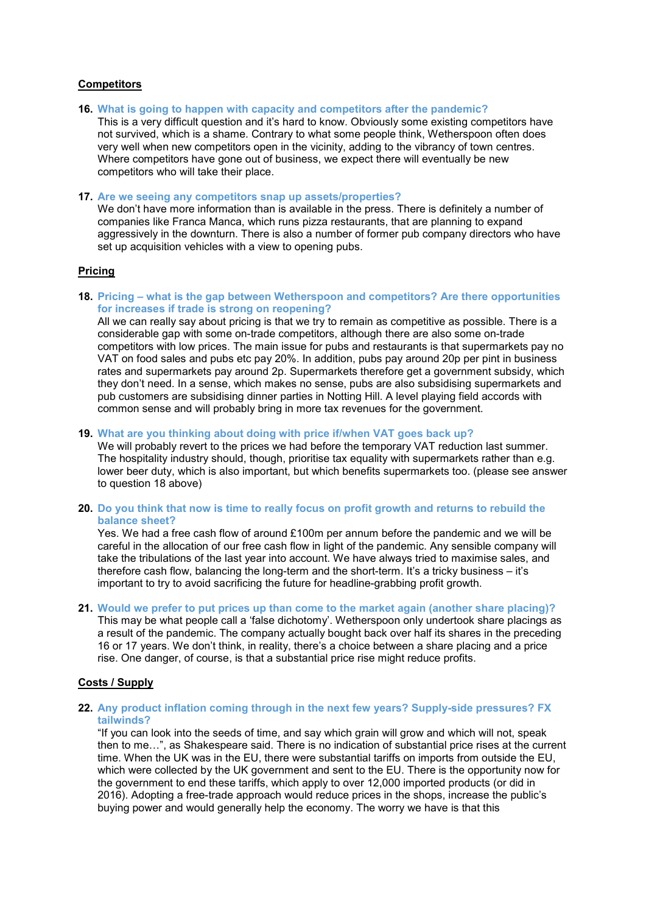## Competitors

**16. What is going to happen with capacity and competitors after the pandemic?**

This is a very difficult question and it's hard to know. Obviously some existing competitors have not survived, which is a shame. Contrary to what some people think, Wetherspoon often does very well when new competitors open in the vicinity, adding to the vibrancy of town centres. Where competitors have gone out of business, we expect there will eventually be new competitors who will take their place.

**17. Are we seeing any competitors snap up assets/properties?**

We don't have more information than is available in the press. There is definitely a number of companies like Franca Manca, which runs pizza restaurants, that are planning to expand aggressively in the downturn. There is also a number of former pub company directors who have set up acquisition vehicles with a view to opening pubs.

## Pricing

**18. Pricing – what is the gap between Wetherspoon and competitors? Are there opportunities for increases if trade is strong on reopening?**

All we can really say about pricing is that we try to remain as competitive as possible. There is a considerable gap with some on-trade competitors, although there are also some on-trade competitors with low prices. The main issue for pubs and restaurants is that supermarkets pay no VAT on food sales and pubs etc pay 20%. In addition, pubs pay around 20p per pint in business rates and supermarkets pay around 2p. Supermarkets therefore get a government subsidy, which they don't need. In a sense, which makes no sense, pubs are also subsidising supermarkets and pub customers are subsidising dinner parties in Notting Hill. A level playing field accords with common sense and will probably bring in more tax revenues for the government.

**19. What are you thinking about doing with price if/when VAT goes back up?**

We will probably revert to the prices we had before the temporary VAT reduction last summer. The hospitality industry should, though, prioritise tax equality with supermarkets rather than e.g. lower beer duty, which is also important, but which benefits supermarkets too. (please see answer to question 18 above)

**20. Do you think that now is time to really focus on profit growth and returns to rebuild the balance sheet?**

Yes. We had a free cash flow of around £100m per annum before the pandemic and we will be careful in the allocation of our free cash flow in light of the pandemic. Any sensible company will take the tribulations of the last year into account. We have always tried to maximise sales, and therefore cash flow, balancing the long-term and the short-term. It's a tricky business – it's important to try to avoid sacrificing the future for headline-grabbing profit growth.

**21. Would we prefer to put prices up than come to the market again (another share placing)?**

This may be what people call a 'false dichotomy'. Wetherspoon only undertook share placings as a result of the pandemic. The company actually bought back over half its shares in the preceding 16 or 17 years. We don't think, in reality, there's a choice between a share placing and a price rise. One danger, of course, is that a substantial price rise might reduce profits.

## Costs / Supply

**22. Any product inflation coming through in the next few years? Supply-side pressures? FX tailwinds?**

"If you can look into the seeds of time, and say which grain will grow and which will not, speak then to me…", as Shakespeare said. There is no indication of substantial price rises at the current time. When the UK was in the EU, there were substantial tariffs on imports from outside the EU, which were collected by the UK government and sent to the EU. There is the opportunity now for the government to end these tariffs, which apply to over 12,000 imported products (or did in 2016). Adopting a free-trade approach would reduce prices in the shops, increase the public's buying power and would generally help the economy. The worry we have is that this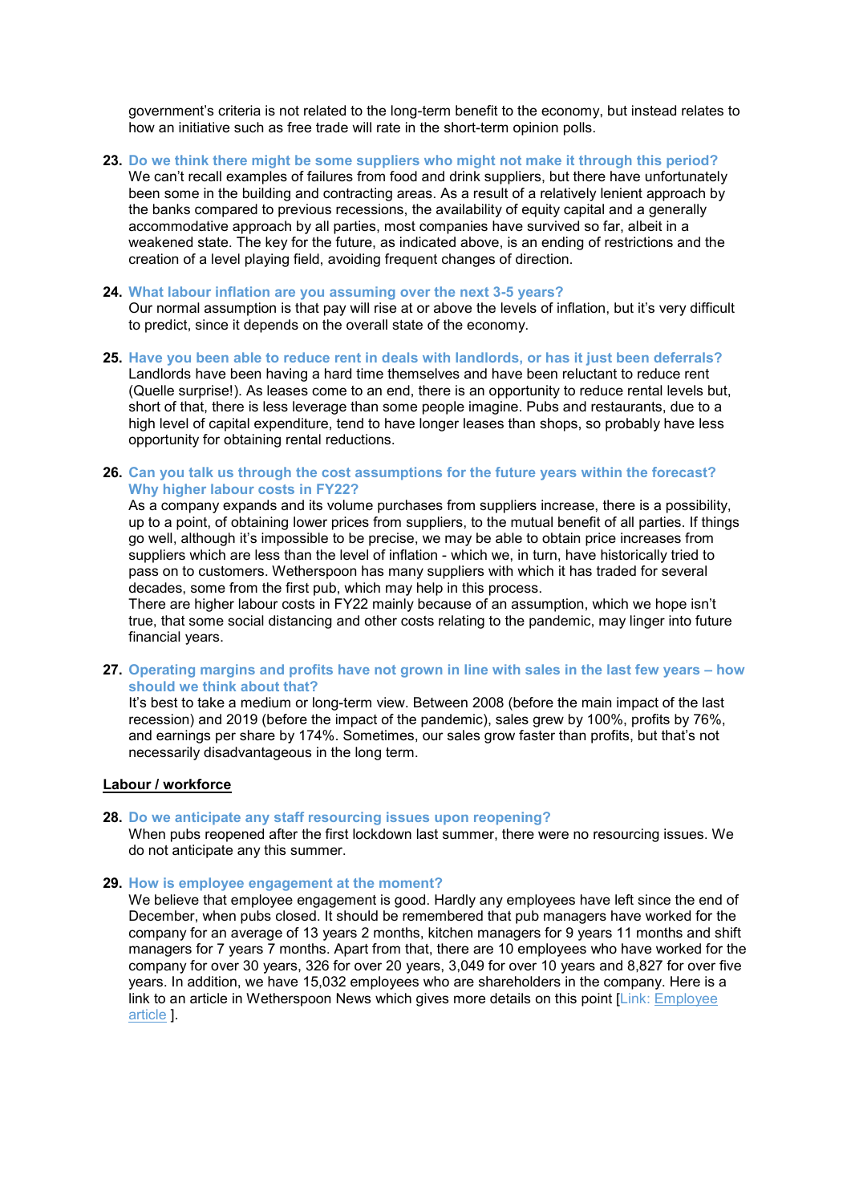government's criteria is not related to the long-term benefit to the economy, but instead relates to how an initiative such as free trade will rate in the short-term opinion polls.

23. **Do we think there might be some suppliers who might not make it through this period?**
We can't recall examples of failures from food and drink suppliers, but there have unfortunately been some in the building and contracting areas. As a result of a relatively lenient approach by the banks compared to previous recessions, the availability of equity capital and a generally accommodative approach by all parties, most companies have survived so far, albeit in a weakened state. The key for the future, as indicated above, is an ending of restrictions and the creation of a level playing field, avoiding frequent changes of direction.

24. **What labour inflation are you assuming over the next 3-5 years?**
Our normal assumption is that pay will rise at or above the levels of inflation, but it's very difficult to predict, since it depends on the overall state of the economy.

25. **Have you been able to reduce rent in deals with landlords, or has it just been deferrals?**
Landlords have been having a hard time themselves and have been reluctant to reduce rent (Quelle surprise!). As leases come to an end, there is an opportunity to reduce rental levels but, short of that, there is less leverage than some people imagine. Pubs and restaurants, due to a high level of capital expenditure, tend to have longer leases than shops, so probably have less opportunity for obtaining rental reductions.

26. **Can you talk us through the cost assumptions for the future years within the forecast? Why higher labour costs in FY22?**
As a company expands and its volume purchases from suppliers increase, there is a possibility, up to a point, of obtaining lower prices from suppliers, to the mutual benefit of all parties. If things go well, although it's impossible to be precise, we may be able to obtain price increases from suppliers which are less than the level of inflation - which we, in turn, have historically tried to pass on to customers. Wetherspoon has many suppliers with which it has traded for several decades, some from the first pub, which may help in this process.
There are higher labour costs in FY22 mainly because of an assumption, which we hope isn't true, that some social distancing and other costs relating to the pandemic, may linger into future financial years.

27. **Operating margins and profits have not grown in line with sales in the last few years – how should we think about that?**
It's best to take a medium or long-term view. Between 2008 (before the main impact of the last recession) and 2019 (before the impact of the pandemic), sales grew by 100%, profits by 76%, and earnings per share by 174%. Sometimes, our sales grow faster than profits, but that's not necessarily disadvantageous in the long term.

**Labour / workforce**

28. **Do we anticipate any staff resourcing issues upon reopening?**
When pubs reopened after the first lockdown last summer, there were no resourcing issues. We do not anticipate any this summer.

29. **How is employee engagement at the moment?**
We believe that employee engagement is good. Hardly any employees have left since the end of December, when pubs closed. It should be remembered that pub managers have worked for the company for an average of 13 years 2 months, kitchen managers for 9 years 11 months and shift managers for 7 years 7 months. Apart from that, there are 10 employees who have worked for the company for over 30 years, 326 for over 20 years, 3,049 for over 10 years and 8,827 for over five years. In addition, we have 15,032 employees who are shareholders in the company. Here is a link to an article in Wetherspoon News which gives more details on this point [Link: Employee article ].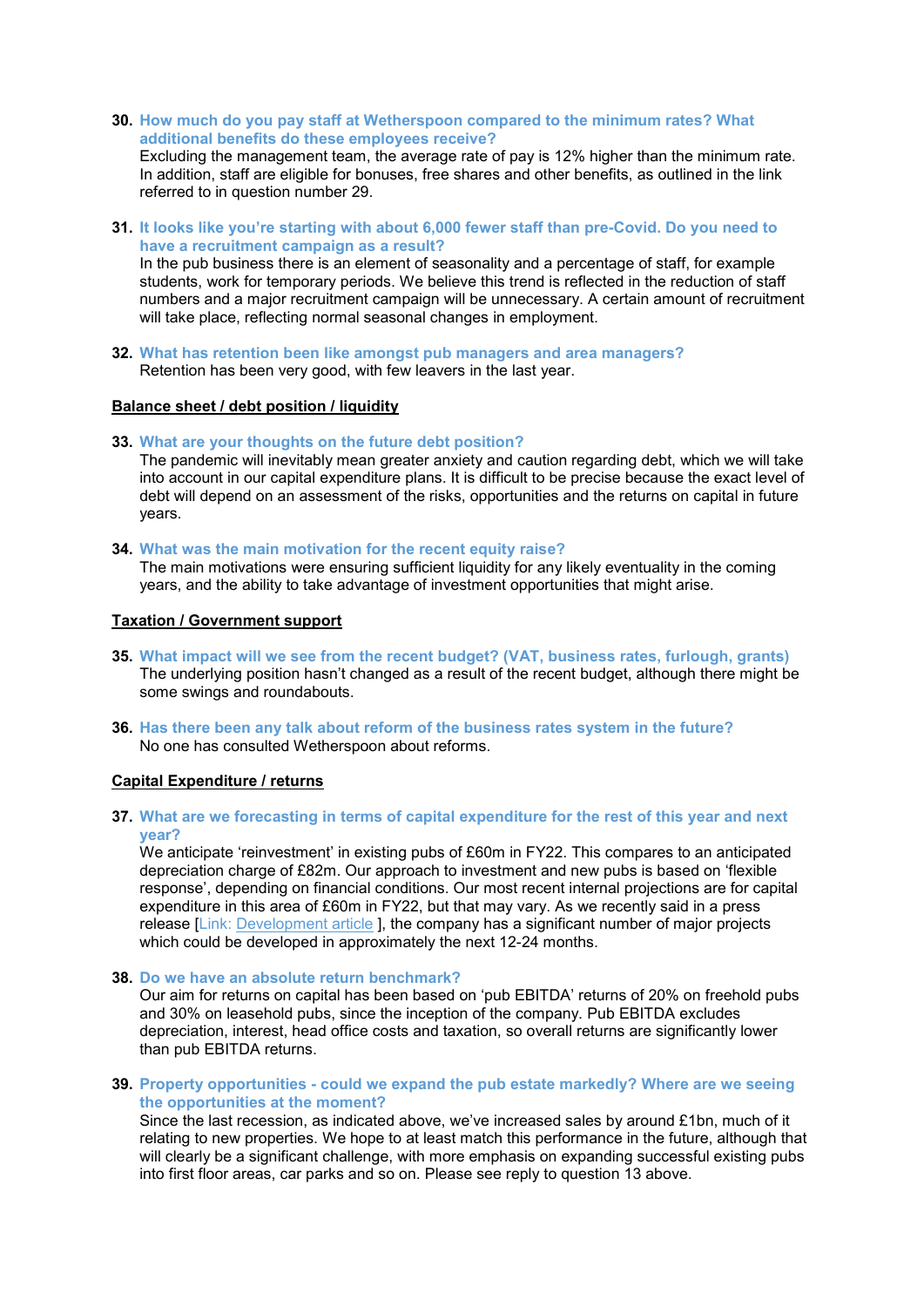30. **How much do you pay staff at Wetherspoon compared to the minimum rates? What additional benefits do these employees receive?**
    Excluding the management team, the average rate of pay is 12% higher than the minimum rate. In addition, staff are eligible for bonuses, free shares and other benefits, as outlined in the link referred to in question number 29.

31. **It looks like you're starting with about 6,000 fewer staff than pre-Covid. Do you need to have a recruitment campaign as a result?**
    In the pub business there is an element of seasonality and a percentage of staff, for example students, work for temporary periods. We believe this trend is reflected in the reduction of staff numbers and a major recruitment campaign will be unnecessary. A certain amount of recruitment will take place, reflecting normal seasonal changes in employment.

32. **What has retention been like amongst pub managers and area managers?**
    Retention has been very good, with few leavers in the last year.

**Balance sheet / debt position / liquidity**

33. **What are your thoughts on the future debt position?**
    The pandemic will inevitably mean greater anxiety and caution regarding debt, which we will take into account in our capital expenditure plans. It is difficult to be precise because the exact level of debt will depend on an assessment of the risks, opportunities and the returns on capital in future years.

34. **What was the main motivation for the recent equity raise?**
    The main motivations were ensuring sufficient liquidity for any likely eventuality in the coming years, and the ability to take advantage of investment opportunities that might arise.

**Taxation / Government support**

35. **What impact will we see from the recent budget? (VAT, business rates, furlough, grants)**
    The underlying position hasn't changed as a result of the recent budget, although there might be some swings and roundabouts.

36. **Has there been any talk about reform of the business rates system in the future?**
    No one has consulted Wetherspoon about reforms.

**Capital Expenditure / returns**

37. **What are we forecasting in terms of capital expenditure for the rest of this year and next year?**
    We anticipate 'reinvestment' in existing pubs of £60m in FY22. This compares to an anticipated depreciation charge of £82m. Our approach to investment and new pubs is based on 'flexible response', depending on financial conditions. Our most recent internal projections are for capital expenditure in this area of £60m in FY22, but that may vary. As we recently said in a press release [Link: Development article ], the company has a significant number of major projects which could be developed in approximately the next 12-24 months.

38. **Do we have an absolute return benchmark?**
    Our aim for returns on capital has been based on 'pub EBITDA' returns of 20% on freehold pubs and 30% on leasehold pubs, since the inception of the company. Pub EBITDA excludes depreciation, interest, head office costs and taxation, so overall returns are significantly lower than pub EBITDA returns.

39. **Property opportunities - could we expand the pub estate markedly? Where are we seeing the opportunities at the moment?**
    Since the last recession, as indicated above, we've increased sales by around £1bn, much of it relating to new properties. We hope to at least match this performance in the future, although that will clearly be a significant challenge, with more emphasis on expanding successful existing pubs into first floor areas, car parks and so on. Please see reply to question 13 above.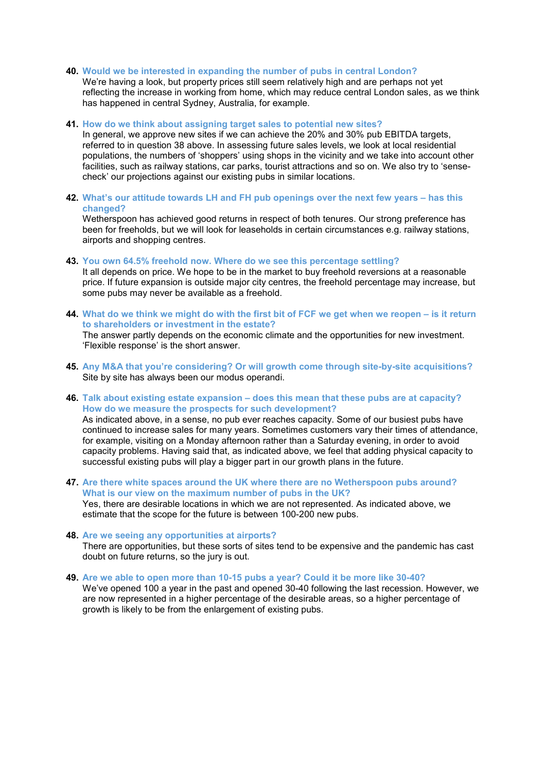40. **Would we be interested in expanding the number of pubs in central London?**
    We're having a look, but property prices still seem relatively high and are perhaps not yet reflecting the increase in working from home, which may reduce central London sales, as we think has happened in central Sydney, Australia, for example.

41. **How do we think about assigning target sales to potential new sites?**
    In general, we approve new sites if we can achieve the 20% and 30% pub EBITDA targets, referred to in question 38 above. In assessing future sales levels, we look at local residential populations, the numbers of 'shoppers' using shops in the vicinity and we take into account other facilities, such as railway stations, car parks, tourist attractions and so on. We also try to 'sense-check' our projections against our existing pubs in similar locations.

42. **What's our attitude towards LH and FH pub openings over the next few years – has this changed?**
    Wetherspoon has achieved good returns in respect of both tenures. Our strong preference has been for freeholds, but we will look for leaseholds in certain circumstances e.g. railway stations, airports and shopping centres.

43. **You own 64.5% freehold now. Where do we see this percentage settling?**
    It all depends on price. We hope to be in the market to buy freehold reversions at a reasonable price. If future expansion is outside major city centres, the freehold percentage may increase, but some pubs may never be available as a freehold.

44. **What do we think we might do with the first bit of FCF we get when we reopen – is it return to shareholders or investment in the estate?**
    The answer partly depends on the economic climate and the opportunities for new investment. 'Flexible response' is the short answer.

45. **Any M&A that you're considering? Or will growth come through site-by-site acquisitions?**
    Site by site has always been our modus operandi.

46. **Talk about existing estate expansion – does this mean that these pubs are at capacity? How do we measure the prospects for such development?**
    As indicated above, in a sense, no pub ever reaches capacity. Some of our busiest pubs have continued to increase sales for many years. Sometimes customers vary their times of attendance, for example, visiting on a Monday afternoon rather than a Saturday evening, in order to avoid capacity problems. Having said that, as indicated above, we feel that adding physical capacity to successful existing pubs will play a bigger part in our growth plans in the future.

47. **Are there white spaces around the UK where there are no Wetherspoon pubs around? What is our view on the maximum number of pubs in the UK?**
    Yes, there are desirable locations in which we are not represented. As indicated above, we estimate that the scope for the future is between 100-200 new pubs.

48. **Are we seeing any opportunities at airports?**
    There are opportunities, but these sorts of sites tend to be expensive and the pandemic has cast doubt on future returns, so the jury is out.

49. **Are we able to open more than 10-15 pubs a year? Could it be more like 30-40?**
    We've opened 100 a year in the past and opened 30-40 following the last recession. However, we are now represented in a higher percentage of the desirable areas, so a higher percentage of growth is likely to be from the enlargement of existing pubs.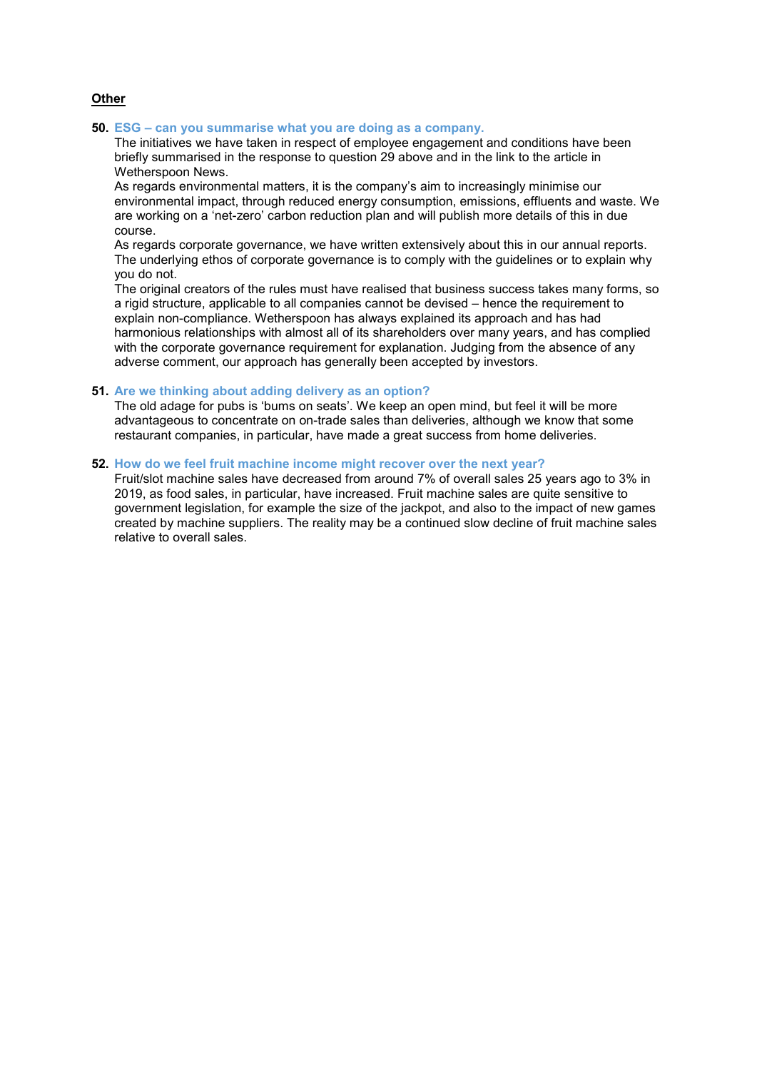**Other**

**50. ESG – can you summarise what you are doing as a company.**

The initiatives we have taken in respect of employee engagement and conditions have been briefly summarised in the response to question 29 above and in the link to the article in Wetherspoon News.

As regards environmental matters, it is the company's aim to increasingly minimise our environmental impact, through reduced energy consumption, emissions, effluents and waste. We are working on a 'net-zero' carbon reduction plan and will publish more details of this in due course.

As regards corporate governance, we have written extensively about this in our annual reports. The underlying ethos of corporate governance is to comply with the guidelines or to explain why you do not.

The original creators of the rules must have realised that business success takes many forms, so a rigid structure, applicable to all companies cannot be devised – hence the requirement to explain non-compliance. Wetherspoon has always explained its approach and has had harmonious relationships with almost all of its shareholders over many years, and has complied with the corporate governance requirement for explanation. Judging from the absence of any adverse comment, our approach has generally been accepted by investors.

**51. Are we thinking about adding delivery as an option?**

The old adage for pubs is 'bums on seats'. We keep an open mind, but feel it will be more advantageous to concentrate on on-trade sales than deliveries, although we know that some restaurant companies, in particular, have made a great success from home deliveries.

**52. How do we feel fruit machine income might recover over the next year?**

Fruit/slot machine sales have decreased from around 7% of overall sales 25 years ago to 3% in 2019, as food sales, in particular, have increased. Fruit machine sales are quite sensitive to government legislation, for example the size of the jackpot, and also to the impact of new games created by machine suppliers. The reality may be a continued slow decline of fruit machine sales relative to overall sales.